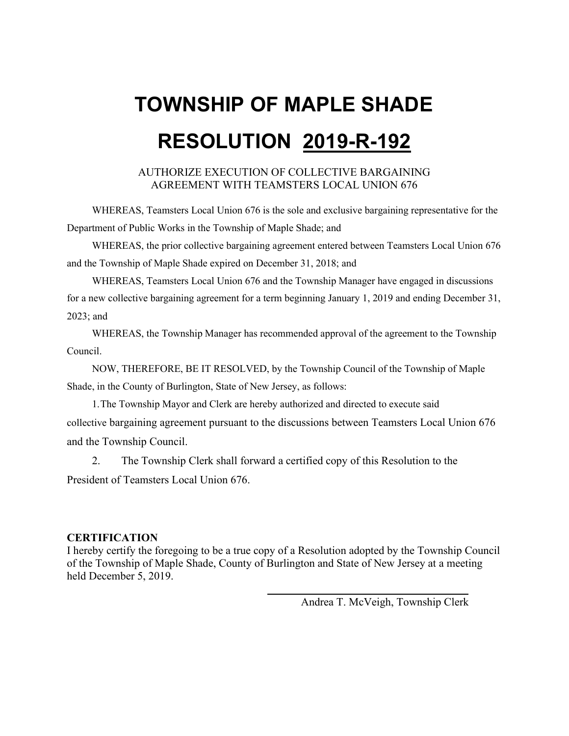# TOWNSHIP OF MAPLE SHADE

# RESOLUTION 2019-R-192

AUTHORIZE EXECUTION OF COLLECTIVE BARGAINING AGREEMENT WITH TEAMSTERS LOCAL UNION 676

WHEREAS, Teamsters Local Union 676 is the sole and exclusive bargaining representative for the Department of Public Works in the Township of Maple Shade; and

WHEREAS, the prior collective bargaining agreement entered between Teamsters Local Union 676 and the Township of Maple Shade expired on December 31, 2018; and

WHEREAS, Teamsters Local Union 676 and the Township Manager have engaged in discussions for a new collective bargaining agreement for a term beginning January 1, 2019 and ending December 31, 2023; and

WHEREAS, the Township Manager has recommended approval of the agreement to the Township Council.

NOW, THEREFORE, BE IT RESOLVED, by the Township Council of the Township of Maple Shade, in the County of Burlington, State of New Jersey, as follows:

1. The Township Mayor and Clerk are hereby authorized and directed to execute said collective bargaining agreement pursuant to the discussions between Teamsters Local Union 676 and the Township Council.

2. The Township Clerk shall forward a certified copy of this Resolution to the President of Teamsters Local Union 676.

**CERTIFICATION**

I hereby certify the foregoing to be a true copy of a Resolution adopted by the Township Council of the Township of Maple Shade, County of Burlington and State of New Jersey at a meeting held December 5, 2019.

Andrea T. McVeigh, Township Clerk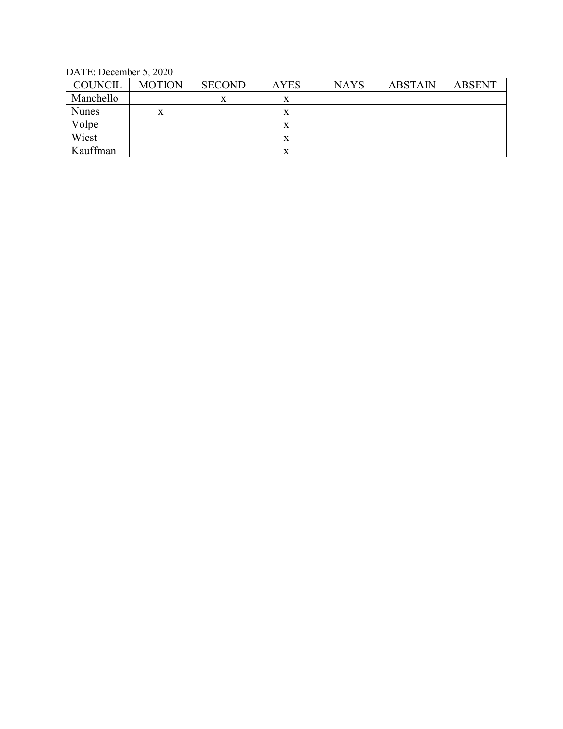DATE: December 5, 2020

| COUNCIL | MOTION | SECOND | AYES | NAYS | ABSTAIN | ABSENT |
|---|---|---|---|---|---|---|
| Manchello | | x | x | | | |
| Nunes | x | | x | | | |
| Volpe | | | x | | | |
| Wiest | | | x | | | |
| Kauffman | | | x | | | |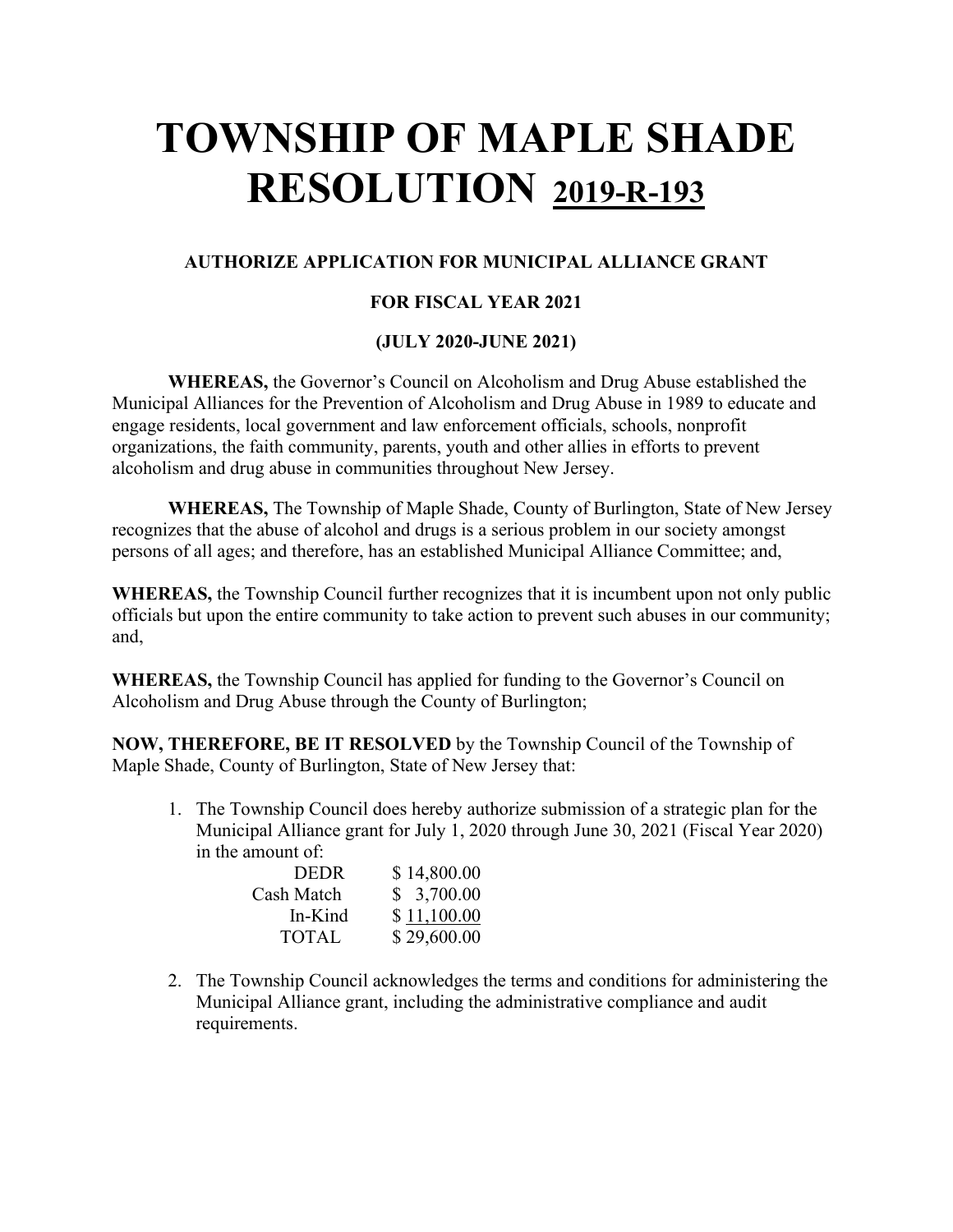# TOWNSHIP OF MAPLE SHADE RESOLUTION 2019-R-193

### AUTHORIZE APPLICATION FOR MUNICIPAL ALLIANCE GRANT

### FOR FISCAL YEAR 2021

### (JULY 2020-JUNE 2021)

**WHEREAS,** the Governor's Council on Alcoholism and Drug Abuse established the Municipal Alliances for the Prevention of Alcoholism and Drug Abuse in 1989 to educate and engage residents, local government and law enforcement officials, schools, nonprofit organizations, the faith community, parents, youth and other allies in efforts to prevent alcoholism and drug abuse in communities throughout New Jersey.

**WHEREAS,** The Township of Maple Shade, County of Burlington, State of New Jersey recognizes that the abuse of alcohol and drugs is a serious problem in our society amongst persons of all ages; and therefore, has an established Municipal Alliance Committee; and,

**WHEREAS,** the Township Council further recognizes that it is incumbent upon not only public officials but upon the entire community to take action to prevent such abuses in our community; and,

**WHEREAS,** the Township Council has applied for funding to the Governor's Council on Alcoholism and Drug Abuse through the County of Burlington;

**NOW, THEREFORE, BE IT RESOLVED** by the Township Council of the Township of Maple Shade, County of Burlington, State of New Jersey that:

1. The Township Council does hereby authorize submission of a strategic plan for the Municipal Alliance grant for July 1, 2020 through June 30, 2021 (Fiscal Year 2020) in the amount of:

| | |
|---|---|
| DEDR | $ 14,800.00 |
| Cash Match | $ 3,700.00 |
| In-Kind | $ 11,100.00 |
| TOTAL | $ 29,600.00 |

2. The Township Council acknowledges the terms and conditions for administering the Municipal Alliance grant, including the administrative compliance and audit requirements.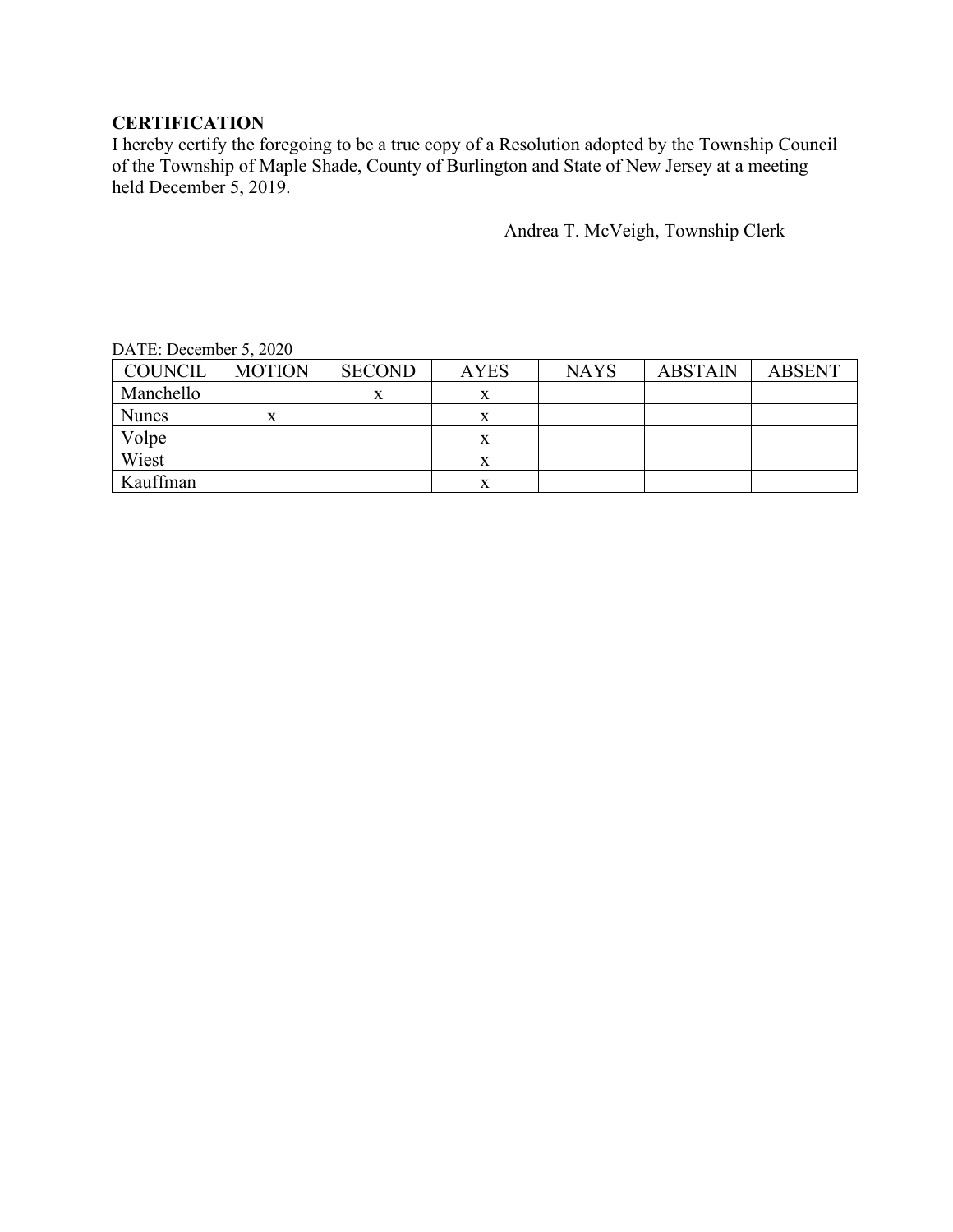**CERTIFICATION**

I hereby certify the foregoing to be a true copy of a Resolution adopted by the Township Council of the Township of Maple Shade, County of Burlington and State of New Jersey at a meeting held December 5, 2019.

\_\_\_\_\_\_\_\_\_\_\_\_\_\_\_\_\_\_\_\_\_\_\_\_\_\_\_\_\_\_\_\_\_\_\_\_\_\_\_\_

Andrea T. McVeigh, Township Clerk

DATE: December 5, 2020

| COUNCIL | MOTION | SECOND | AYES | NAYS | ABSTAIN | ABSENT |
|---|---|---|---|---|---|---|
| Manchello | | x | x | | | |
| Nunes | x | | x | | | |
| Volpe | | | x | | | |
| Wiest | | | x | | | |
| Kauffman | | | x | | | |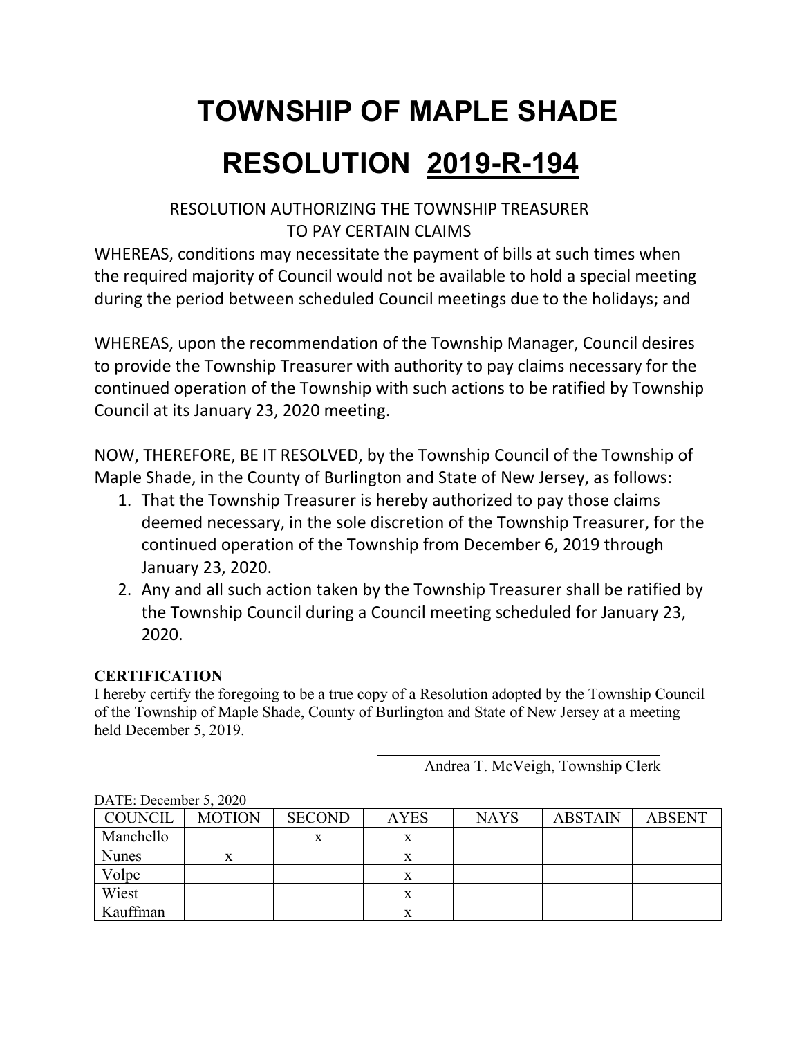# TOWNSHIP OF MAPLE SHADE

# RESOLUTION 2019-R-194

RESOLUTION AUTHORIZING THE TOWNSHIP TREASURER TO PAY CERTAIN CLAIMS

WHEREAS, conditions may necessitate the payment of bills at such times when the required majority of Council would not be available to hold a special meeting during the period between scheduled Council meetings due to the holidays; and

WHEREAS, upon the recommendation of the Township Manager, Council desires to provide the Township Treasurer with authority to pay claims necessary for the continued operation of the Township with such actions to be ratified by Township Council at its January 23, 2020 meeting.

NOW, THEREFORE, BE IT RESOLVED, by the Township Council of the Township of Maple Shade, in the County of Burlington and State of New Jersey, as follows:

1. That the Township Treasurer is hereby authorized to pay those claims deemed necessary, in the sole discretion of the Township Treasurer, for the continued operation of the Township from December 6, 2019 through January 23, 2020.
2. Any and all such action taken by the Township Treasurer shall be ratified by the Township Council during a Council meeting scheduled for January 23, 2020.

**CERTIFICATION**

I hereby certify the foregoing to be a true copy of a Resolution adopted by the Township Council of the Township of Maple Shade, County of Burlington and State of New Jersey at a meeting held December 5, 2019.

Andrea T. McVeigh, Township Clerk

DATE: December 5, 2020

| COUNCIL | MOTION | SECOND | AYES | NAYS | ABSTAIN | ABSENT |
|---|---|---|---|---|---|---|
| Manchello | | x | x | | | |
| Nunes | x | | x | | | |
| Volpe | | | x | | | |
| Wiest | | | x | | | |
| Kauffman | | | x | | | |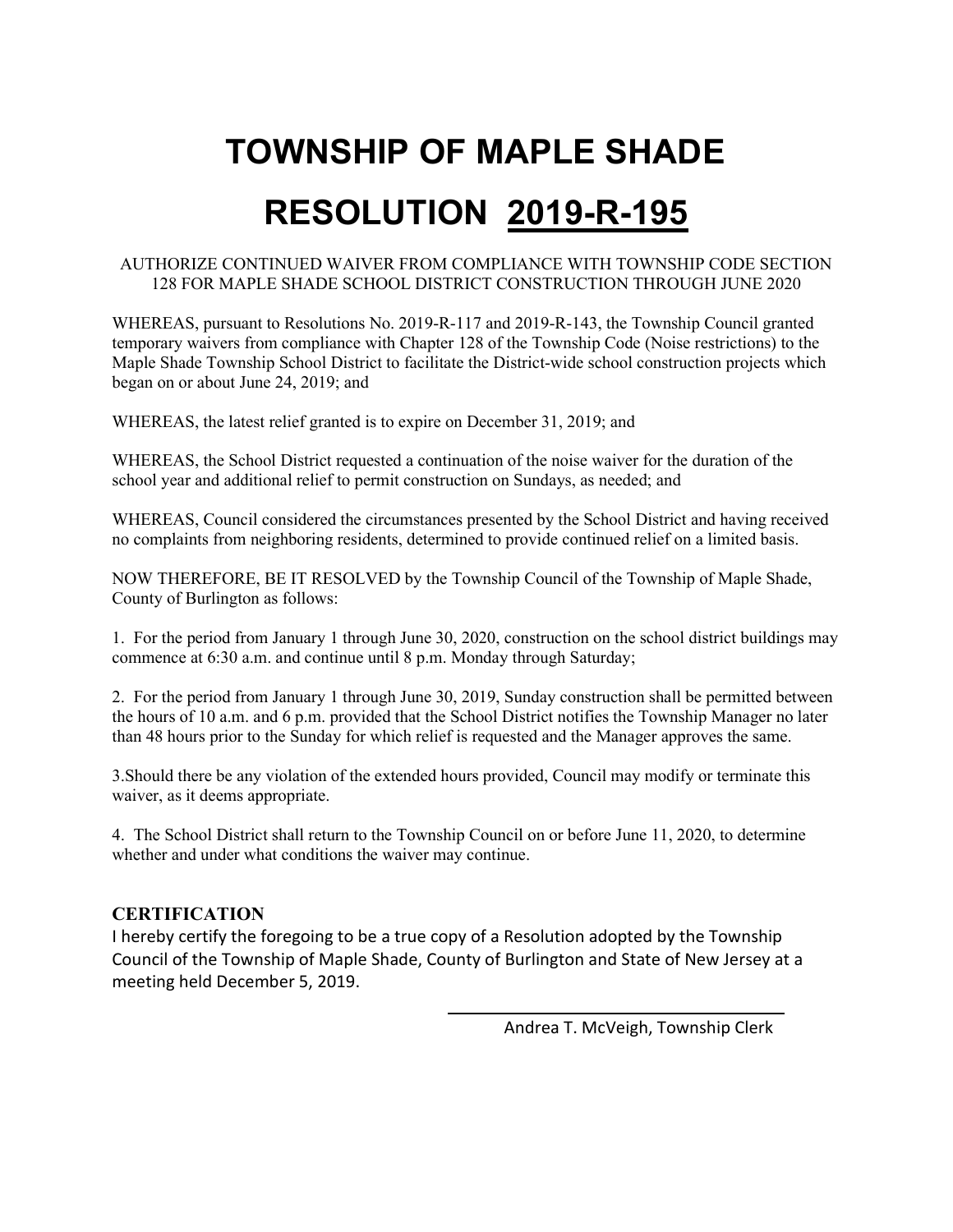# TOWNSHIP OF MAPLE SHADE

# RESOLUTION 2019-R-195

AUTHORIZE CONTINUED WAIVER FROM COMPLIANCE WITH TOWNSHIP CODE SECTION 128 FOR MAPLE SHADE SCHOOL DISTRICT CONSTRUCTION THROUGH JUNE 2020

WHEREAS, pursuant to Resolutions No. 2019-R-117 and 2019-R-143, the Township Council granted temporary waivers from compliance with Chapter 128 of the Township Code (Noise restrictions) to the Maple Shade Township School District to facilitate the District-wide school construction projects which began on or about June 24, 2019; and

WHEREAS, the latest relief granted is to expire on December 31, 2019; and

WHEREAS, the School District requested a continuation of the noise waiver for the duration of the school year and additional relief to permit construction on Sundays, as needed; and

WHEREAS, Council considered the circumstances presented by the School District and having received no complaints from neighboring residents, determined to provide continued relief on a limited basis.

NOW THEREFORE, BE IT RESOLVED by the Township Council of the Township of Maple Shade, County of Burlington as follows:

1. For the period from January 1 through June 30, 2020, construction on the school district buildings may commence at 6:30 a.m. and continue until 8 p.m. Monday through Saturday;

2. For the period from January 1 through June 30, 2019, Sunday construction shall be permitted between the hours of 10 a.m. and 6 p.m. provided that the School District notifies the Township Manager no later than 48 hours prior to the Sunday for which relief is requested and the Manager approves the same.

3.Should there be any violation of the extended hours provided, Council may modify or terminate this waiver, as it deems appropriate.

4. The School District shall return to the Township Council on or before June 11, 2020, to determine whether and under what conditions the waiver may continue.

## CERTIFICATION

I hereby certify the foregoing to be a true copy of a Resolution adopted by the Township Council of the Township of Maple Shade, County of Burlington and State of New Jersey at a meeting held December 5, 2019.

Andrea T. McVeigh, Township Clerk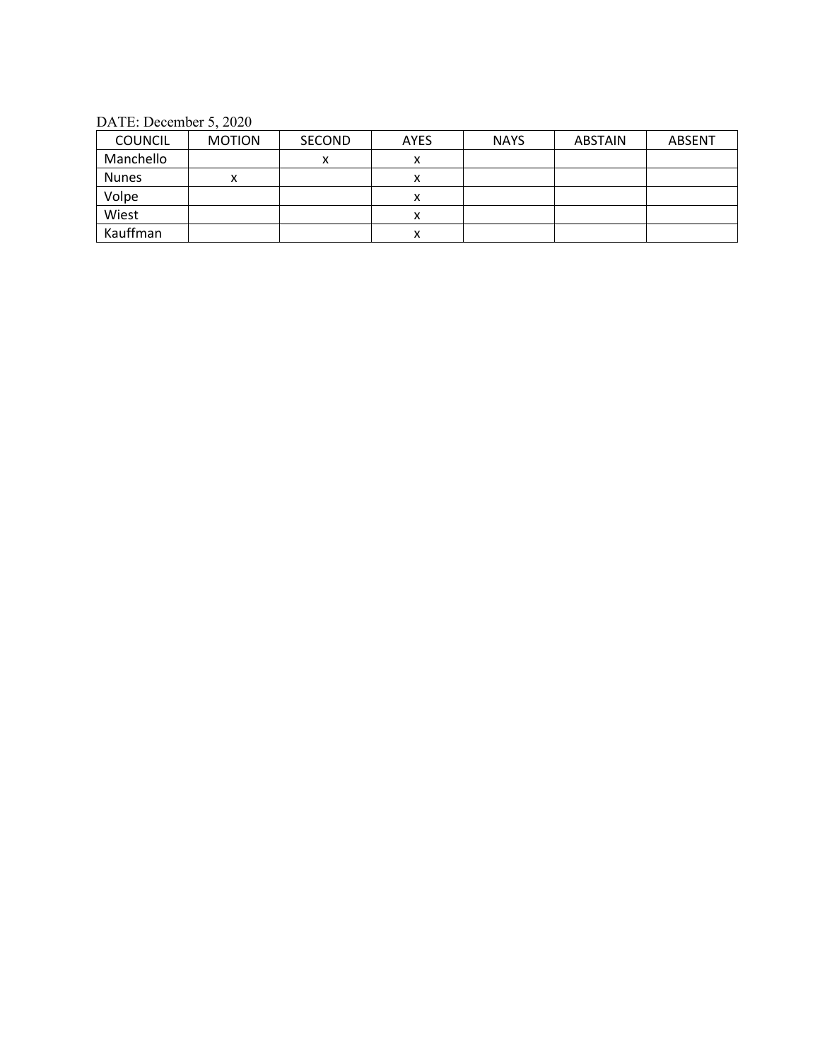DATE: December 5, 2020

| COUNCIL | MOTION | SECOND | AYES | NAYS | ABSTAIN | ABSENT |
|---|---|---|---|---|---|---|
| Manchello | | x | x | | | |
| Nunes | x | | x | | | |
| Volpe | | | x | | | |
| Wiest | | | x | | | |
| Kauffman | | | x | | | |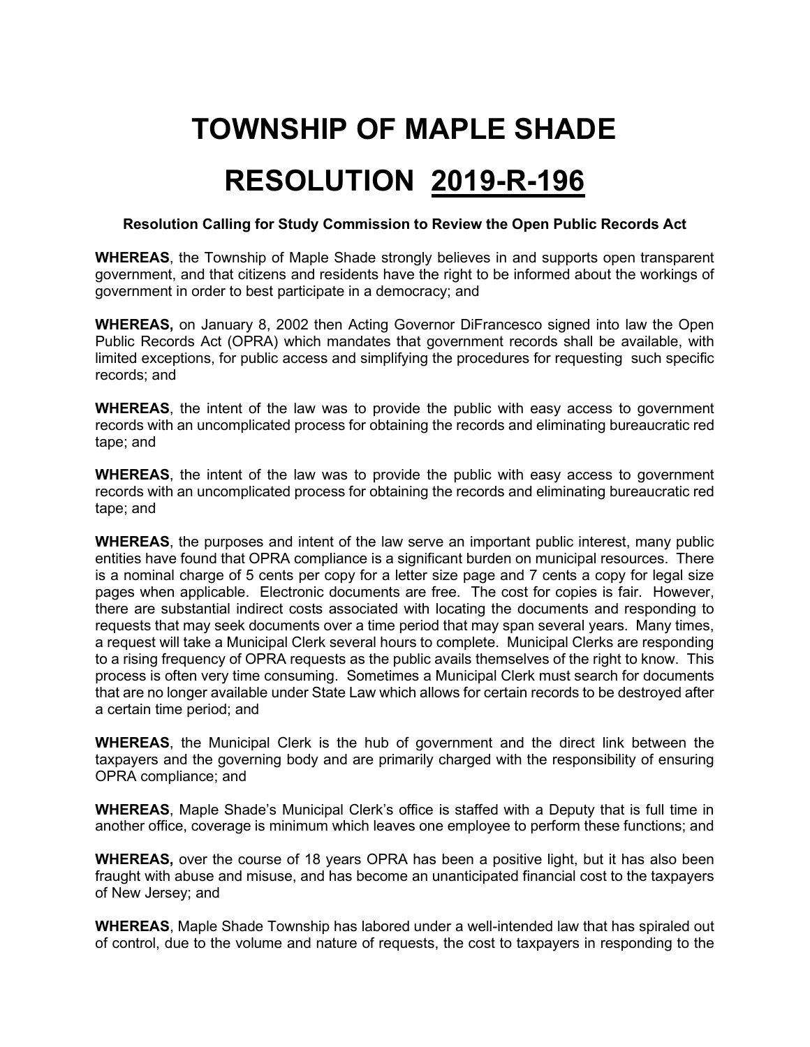# TOWNSHIP OF MAPLE SHADE

# RESOLUTION 2019-R-196

**Resolution Calling for Study Commission to Review the Open Public Records Act**

**WHEREAS**, the Township of Maple Shade strongly believes in and supports open transparent government, and that citizens and residents have the right to be informed about the workings of government in order to best participate in a democracy; and

**WHEREAS,** on January 8, 2002 then Acting Governor DiFrancesco signed into law the Open Public Records Act (OPRA) which mandates that government records shall be available, with limited exceptions, for public access and simplifying the procedures for requesting such specific records; and

**WHEREAS**, the intent of the law was to provide the public with easy access to government records with an uncomplicated process for obtaining the records and eliminating bureaucratic red tape; and

**WHEREAS**, the intent of the law was to provide the public with easy access to government records with an uncomplicated process for obtaining the records and eliminating bureaucratic red tape; and

**WHEREAS**, the purposes and intent of the law serve an important public interest, many public entities have found that OPRA compliance is a significant burden on municipal resources. There is a nominal charge of 5 cents per copy for a letter size page and 7 cents a copy for legal size pages when applicable. Electronic documents are free. The cost for copies is fair. However, there are substantial indirect costs associated with locating the documents and responding to requests that may seek documents over a time period that may span several years. Many times, a request will take a Municipal Clerk several hours to complete. Municipal Clerks are responding to a rising frequency of OPRA requests as the public avails themselves of the right to know. This process is often very time consuming. Sometimes a Municipal Clerk must search for documents that are no longer available under State Law which allows for certain records to be destroyed after a certain time period; and

**WHEREAS**, the Municipal Clerk is the hub of government and the direct link between the taxpayers and the governing body and are primarily charged with the responsibility of ensuring OPRA compliance; and

**WHEREAS**, Maple Shade's Municipal Clerk's office is staffed with a Deputy that is full time in another office, coverage is minimum which leaves one employee to perform these functions; and

**WHEREAS,** over the course of 18 years OPRA has been a positive light, but it has also been fraught with abuse and misuse, and has become an unanticipated financial cost to the taxpayers of New Jersey; and

**WHEREAS**, Maple Shade Township has labored under a well-intended law that has spiraled out of control, due to the volume and nature of requests, the cost to taxpayers in responding to the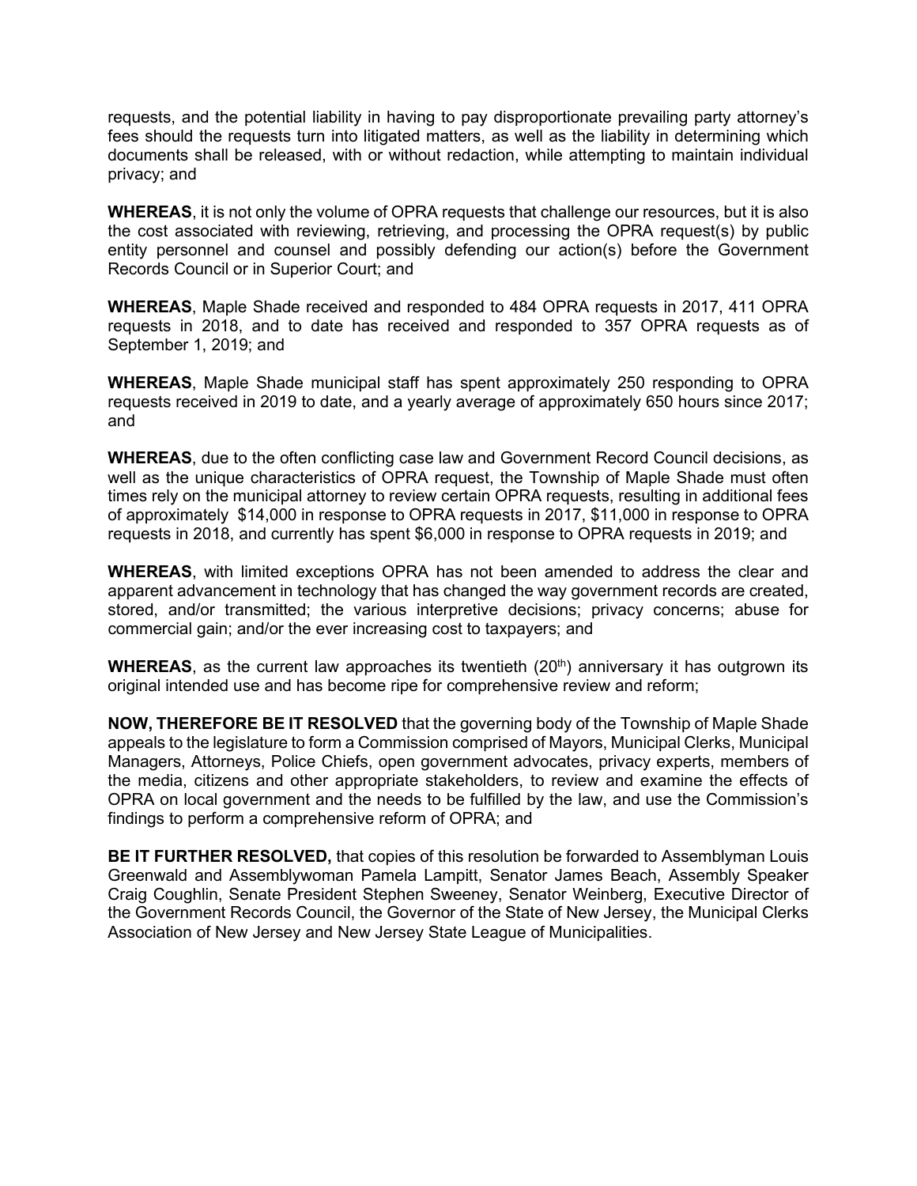requests, and the potential liability in having to pay disproportionate prevailing party attorney's fees should the requests turn into litigated matters, as well as the liability in determining which documents shall be released, with or without redaction, while attempting to maintain individual privacy; and

**WHEREAS**, it is not only the volume of OPRA requests that challenge our resources, but it is also the cost associated with reviewing, retrieving, and processing the OPRA request(s) by public entity personnel and counsel and possibly defending our action(s) before the Government Records Council or in Superior Court; and

**WHEREAS**, Maple Shade received and responded to 484 OPRA requests in 2017, 411 OPRA requests in 2018, and to date has received and responded to 357 OPRA requests as of September 1, 2019; and

**WHEREAS**, Maple Shade municipal staff has spent approximately 250 responding to OPRA requests received in 2019 to date, and a yearly average of approximately 650 hours since 2017; and

**WHEREAS**, due to the often conflicting case law and Government Record Council decisions, as well as the unique characteristics of OPRA request, the Township of Maple Shade must often times rely on the municipal attorney to review certain OPRA requests, resulting in additional fees of approximately $14,000 in response to OPRA requests in 2017, $11,000 in response to OPRA requests in 2018, and currently has spent $6,000 in response to OPRA requests in 2019; and

**WHEREAS**, with limited exceptions OPRA has not been amended to address the clear and apparent advancement in technology that has changed the way government records are created, stored, and/or transmitted; the various interpretive decisions; privacy concerns; abuse for commercial gain; and/or the ever increasing cost to taxpayers; and

**WHEREAS**, as the current law approaches its twentieth (20th) anniversary it has outgrown its original intended use and has become ripe for comprehensive review and reform;

**NOW, THEREFORE BE IT RESOLVED** that the governing body of the Township of Maple Shade appeals to the legislature to form a Commission comprised of Mayors, Municipal Clerks, Municipal Managers, Attorneys, Police Chiefs, open government advocates, privacy experts, members of the media, citizens and other appropriate stakeholders, to review and examine the effects of OPRA on local government and the needs to be fulfilled by the law, and use the Commission's findings to perform a comprehensive reform of OPRA; and

**BE IT FURTHER RESOLVED,** that copies of this resolution be forwarded to Assemblyman Louis Greenwald and Assemblywoman Pamela Lampitt, Senator James Beach, Assembly Speaker Craig Coughlin, Senate President Stephen Sweeney, Senator Weinberg, Executive Director of the Government Records Council, the Governor of the State of New Jersey, the Municipal Clerks Association of New Jersey and New Jersey State League of Municipalities.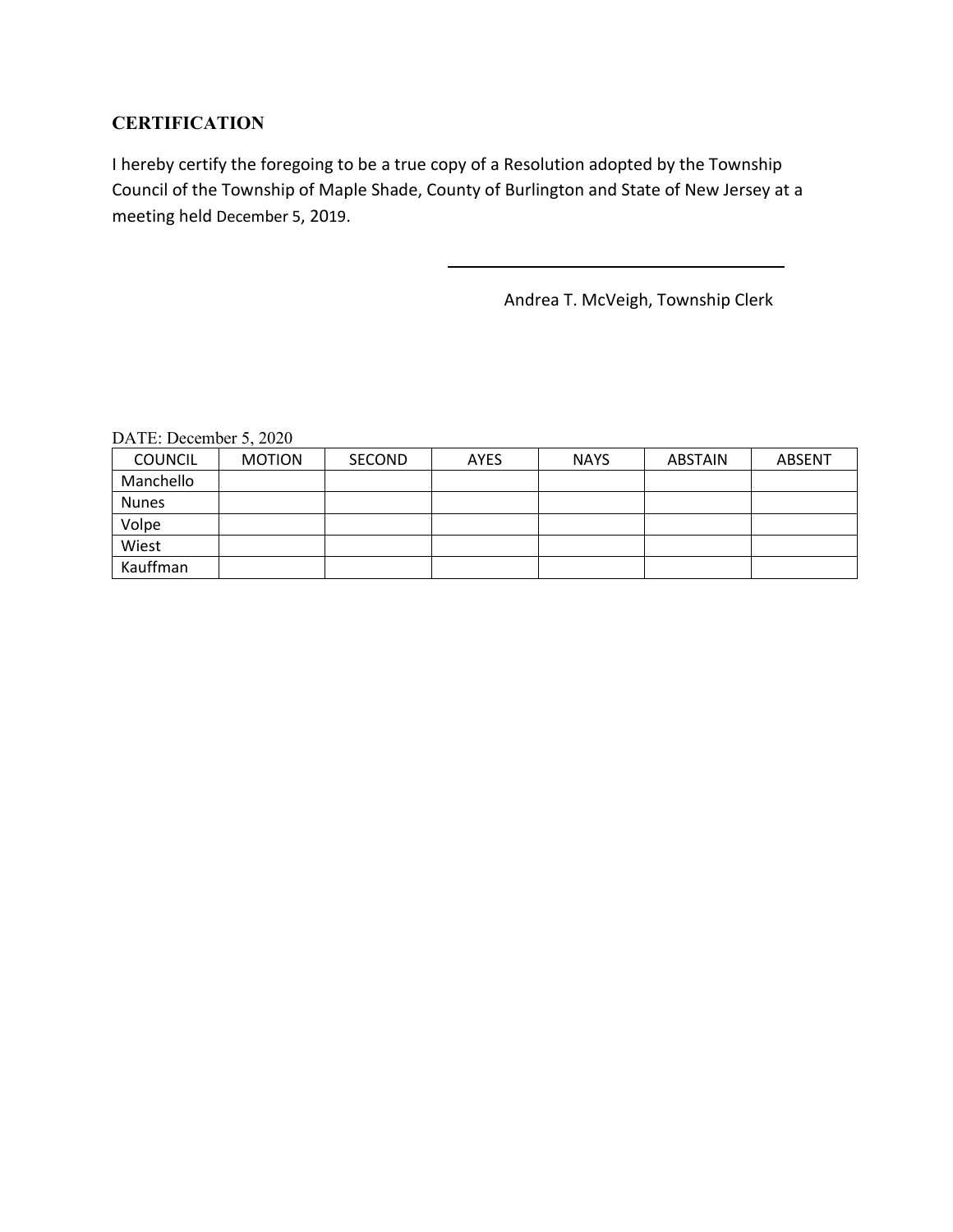**CERTIFICATION**

I hereby certify the foregoing to be a true copy of a Resolution adopted by the Township Council of the Township of Maple Shade, County of Burlington and State of New Jersey at a meeting held December 5, 2019.

Andrea T. McVeigh, Township Clerk

DATE: December 5, 2020

| COUNCIL | MOTION | SECOND | AYES | NAYS | ABSTAIN | ABSENT |
| --- | --- | --- | --- | --- | --- | --- |
| Manchello | | | | | | |
| Nunes | | | | | | |
| Volpe | | | | | | |
| Wiest | | | | | | |
| Kauffman | | | | | | |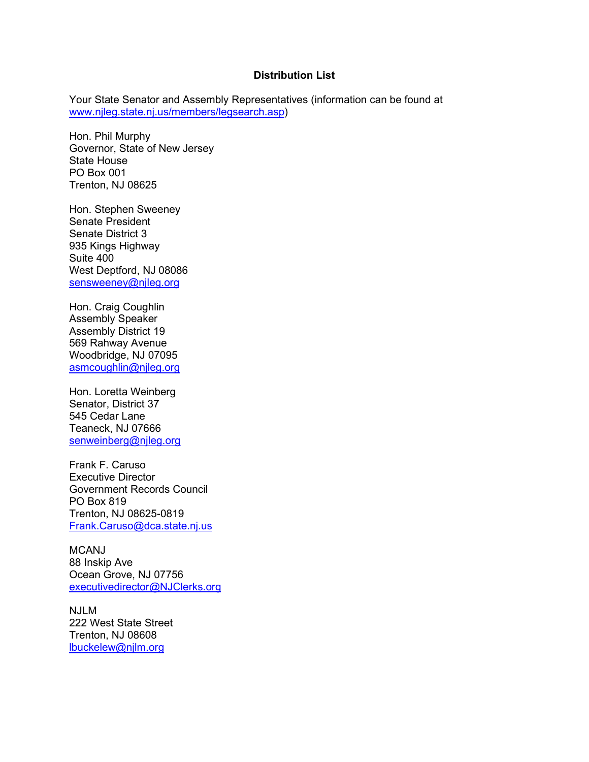**Distribution List**

Your State Senator and Assembly Representatives (information can be found at www.njleg.state.nj.us/members/legsearch.asp)

Hon. Phil Murphy
Governor, State of New Jersey
State House
PO Box 001
Trenton, NJ 08625

Hon. Stephen Sweeney
Senate President
Senate District 3
935 Kings Highway
Suite 400
West Deptford, NJ 08086
sensweeney@njleg.org

Hon. Craig Coughlin
Assembly Speaker
Assembly District 19
569 Rahway Avenue
Woodbridge, NJ 07095
asmcoughlin@njleg.org

Hon. Loretta Weinberg
Senator, District 37
545 Cedar Lane
Teaneck, NJ 07666
senweinberg@njleg.org

Frank F. Caruso
Executive Director
Government Records Council
PO Box 819
Trenton, NJ 08625-0819
Frank.Caruso@dca.state.nj.us

MCANJ
88 Inskip Ave
Ocean Grove, NJ 07756
executivedirector@NJClerks.org

NJLM
222 West State Street
Trenton, NJ 08608
lbuckelew@njlm.org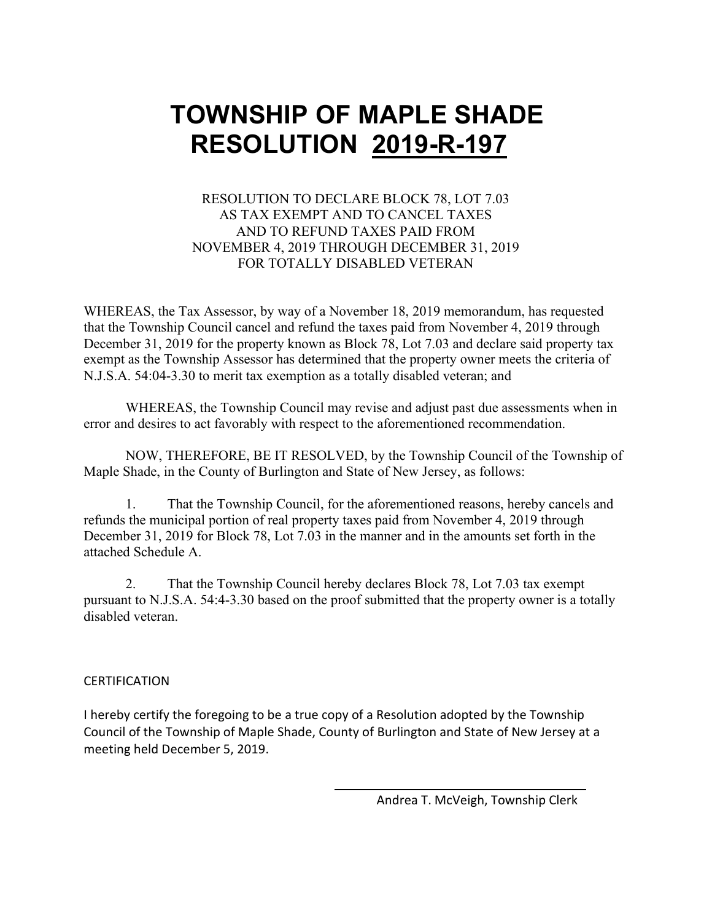# TOWNSHIP OF MAPLE SHADE
# RESOLUTION 2019-R-197

RESOLUTION TO DECLARE BLOCK 78, LOT 7.03
AS TAX EXEMPT AND TO CANCEL TAXES
AND TO REFUND TAXES PAID FROM
NOVEMBER 4, 2019 THROUGH DECEMBER 31, 2019
FOR TOTALLY DISABLED VETERAN

WHEREAS, the Tax Assessor, by way of a November 18, 2019 memorandum, has requested that the Township Council cancel and refund the taxes paid from November 4, 2019 through December 31, 2019 for the property known as Block 78, Lot 7.03 and declare said property tax exempt as the Township Assessor has determined that the property owner meets the criteria of N.J.S.A. 54:04-3.30 to merit tax exemption as a totally disabled veteran; and

WHEREAS, the Township Council may revise and adjust past due assessments when in error and desires to act favorably with respect to the aforementioned recommendation.

NOW, THEREFORE, BE IT RESOLVED, by the Township Council of the Township of Maple Shade, in the County of Burlington and State of New Jersey, as follows:

1. That the Township Council, for the aforementioned reasons, hereby cancels and refunds the municipal portion of real property taxes paid from November 4, 2019 through December 31, 2019 for Block 78, Lot 7.03 in the manner and in the amounts set forth in the attached Schedule A.

2. That the Township Council hereby declares Block 78, Lot 7.03 tax exempt pursuant to N.J.S.A. 54:4-3.30 based on the proof submitted that the property owner is a totally disabled veteran.

CERTIFICATION

I hereby certify the foregoing to be a true copy of a Resolution adopted by the Township Council of the Township of Maple Shade, County of Burlington and State of New Jersey at a meeting held December 5, 2019.

Andrea T. McVeigh, Township Clerk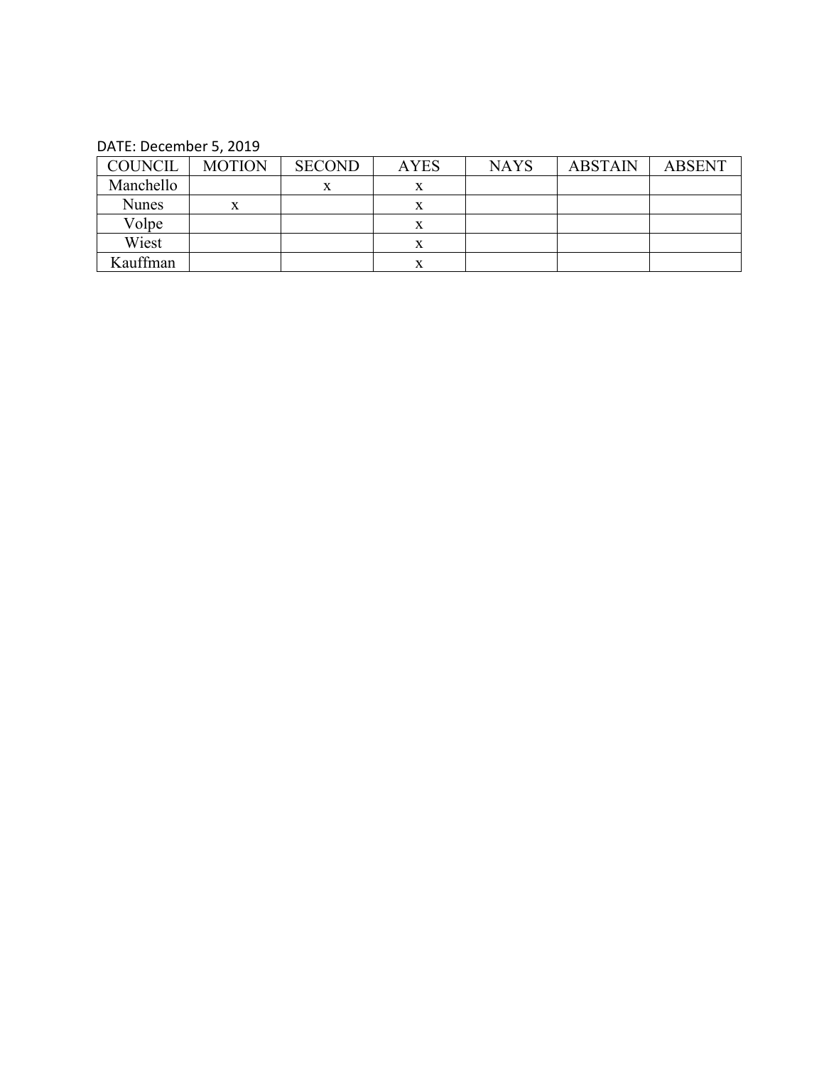DATE: December 5, 2019

| COUNCIL | MOTION | SECOND | AYES | NAYS | ABSTAIN | ABSENT |
| --- | --- | --- | --- | --- | --- | --- |
| Manchello | | x | x | | | |
| Nunes | x | | x | | | |
| Volpe | | | x | | | |
| Wiest | | | x | | | |
| Kauffman | | | x | | | |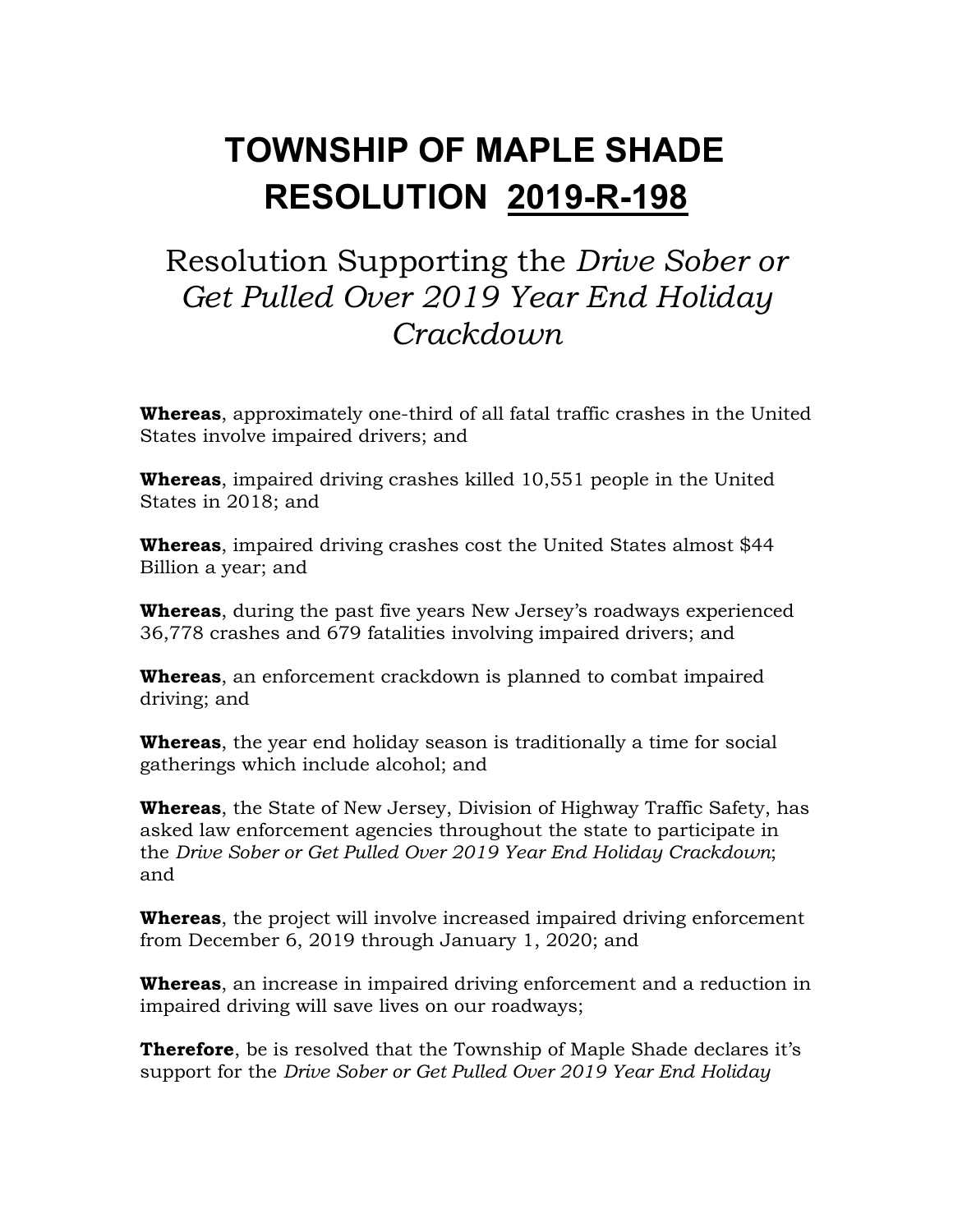# TOWNSHIP OF MAPLE SHADE
# RESOLUTION 2019-R-198

## Resolution Supporting the *Drive Sober or Get Pulled Over 2019 Year End Holiday Crackdown*

**Whereas**, approximately one-third of all fatal traffic crashes in the United States involve impaired drivers; and

**Whereas**, impaired driving crashes killed 10,551 people in the United States in 2018; and

**Whereas**, impaired driving crashes cost the United States almost $44 Billion a year; and

**Whereas**, during the past five years New Jersey's roadways experienced 36,778 crashes and 679 fatalities involving impaired drivers; and

**Whereas**, an enforcement crackdown is planned to combat impaired driving; and

**Whereas**, the year end holiday season is traditionally a time for social gatherings which include alcohol; and

**Whereas**, the State of New Jersey, Division of Highway Traffic Safety, has asked law enforcement agencies throughout the state to participate in the *Drive Sober or Get Pulled Over 2019 Year End Holiday Crackdown*; and

**Whereas**, the project will involve increased impaired driving enforcement from December 6, 2019 through January 1, 2020; and

**Whereas**, an increase in impaired driving enforcement and a reduction in impaired driving will save lives on our roadways;

**Therefore**, be is resolved that the Township of Maple Shade declares it's support for the *Drive Sober or Get Pulled Over 2019 Year End Holiday*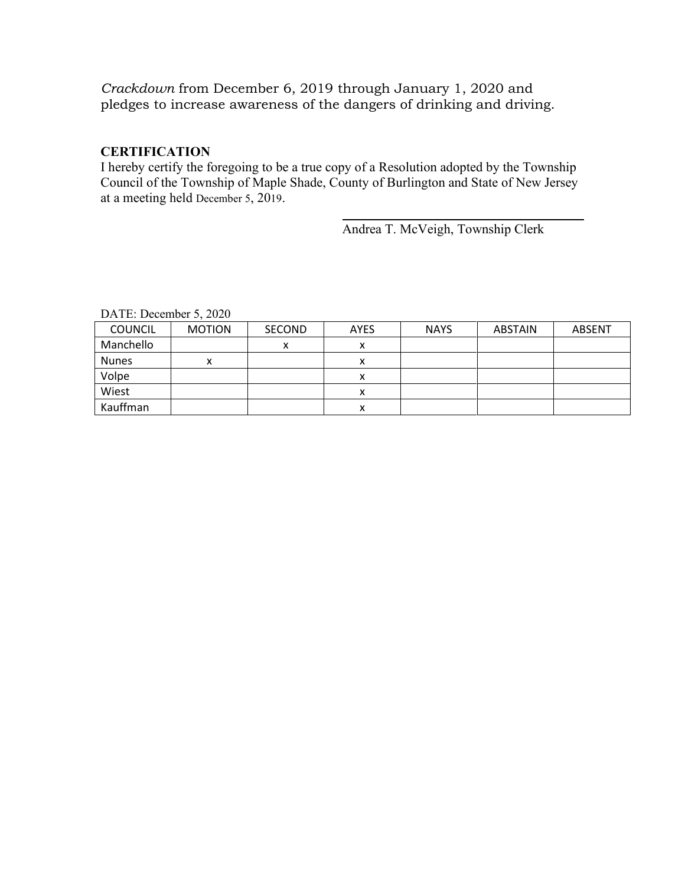*Crackdown* from December 6, 2019 through January 1, 2020 and pledges to increase awareness of the dangers of drinking and driving.

**CERTIFICATION**

I hereby certify the foregoing to be a true copy of a Resolution adopted by the Township Council of the Township of Maple Shade, County of Burlington and State of New Jersey at a meeting held December 5, 2019.

Andrea T. McVeigh, Township Clerk

DATE: December 5, 2020

| COUNCIL | MOTION | SECOND | AYES | NAYS | ABSTAIN | ABSENT |
|---|---|---|---|---|---|---|
| Manchello | | x | x | | | |
| Nunes | x | | x | | | |
| Volpe | | | x | | | |
| Wiest | | | x | | | |
| Kauffman | | | x | | | |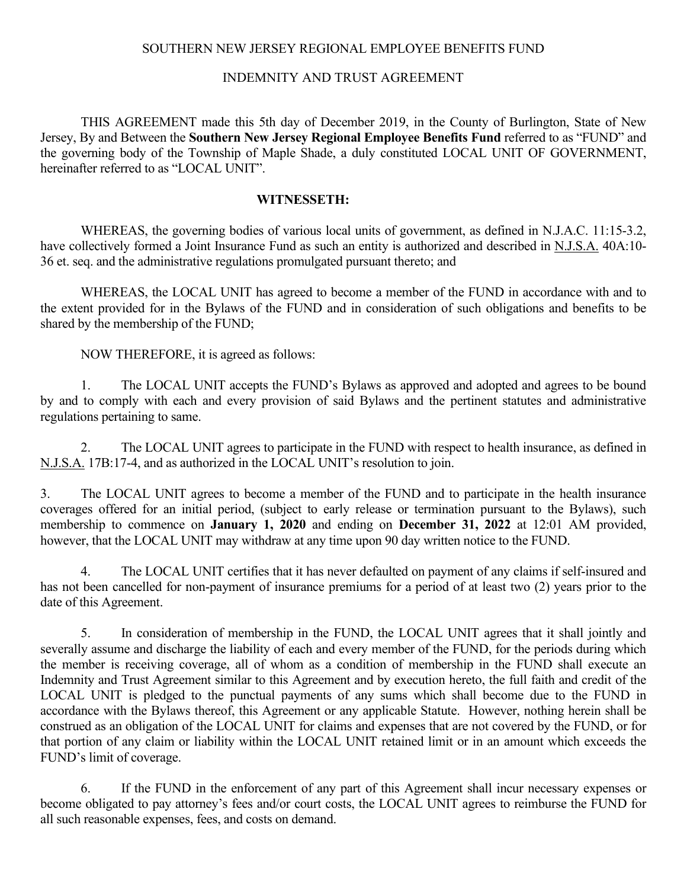SOUTHERN NEW JERSEY REGIONAL EMPLOYEE BENEFITS FUND

INDEMNITY AND TRUST AGREEMENT

THIS AGREEMENT made this 5th day of December 2019, in the County of Burlington, State of New Jersey, By and Between the **Southern New Jersey Regional Employee Benefits Fund** referred to as "FUND" and the governing body of the Township of Maple Shade, a duly constituted LOCAL UNIT OF GOVERNMENT, hereinafter referred to as "LOCAL UNIT".

**WITNESSETH:**

WHEREAS, the governing bodies of various local units of government, as defined in N.J.A.C. 11:15-3.2, have collectively formed a Joint Insurance Fund as such an entity is authorized and described in N.J.S.A. 40A:10-36 et. seq. and the administrative regulations promulgated pursuant thereto; and

WHEREAS, the LOCAL UNIT has agreed to become a member of the FUND in accordance with and to the extent provided for in the Bylaws of the FUND and in consideration of such obligations and benefits to be shared by the membership of the FUND;

NOW THEREFORE, it is agreed as follows:

1. The LOCAL UNIT accepts the FUND's Bylaws as approved and adopted and agrees to be bound by and to comply with each and every provision of said Bylaws and the pertinent statutes and administrative regulations pertaining to same.

2. The LOCAL UNIT agrees to participate in the FUND with respect to health insurance, as defined in N.J.S.A. 17B:17-4, and as authorized in the LOCAL UNIT's resolution to join.

3. The LOCAL UNIT agrees to become a member of the FUND and to participate in the health insurance coverages offered for an initial period, (subject to early release or termination pursuant to the Bylaws), such membership to commence on **January 1, 2020** and ending on **December 31, 2022** at 12:01 AM provided, however, that the LOCAL UNIT may withdraw at any time upon 90 day written notice to the FUND.

4. The LOCAL UNIT certifies that it has never defaulted on payment of any claims if self-insured and has not been cancelled for non-payment of insurance premiums for a period of at least two (2) years prior to the date of this Agreement.

5. In consideration of membership in the FUND, the LOCAL UNIT agrees that it shall jointly and severally assume and discharge the liability of each and every member of the FUND, for the periods during which the member is receiving coverage, all of whom as a condition of membership in the FUND shall execute an Indemnity and Trust Agreement similar to this Agreement and by execution hereto, the full faith and credit of the LOCAL UNIT is pledged to the punctual payments of any sums which shall become due to the FUND in accordance with the Bylaws thereof, this Agreement or any applicable Statute. However, nothing herein shall be construed as an obligation of the LOCAL UNIT for claims and expenses that are not covered by the FUND, or for that portion of any claim or liability within the LOCAL UNIT retained limit or in an amount which exceeds the FUND's limit of coverage.

6. If the FUND in the enforcement of any part of this Agreement shall incur necessary expenses or become obligated to pay attorney's fees and/or court costs, the LOCAL UNIT agrees to reimburse the FUND for all such reasonable expenses, fees, and costs on demand.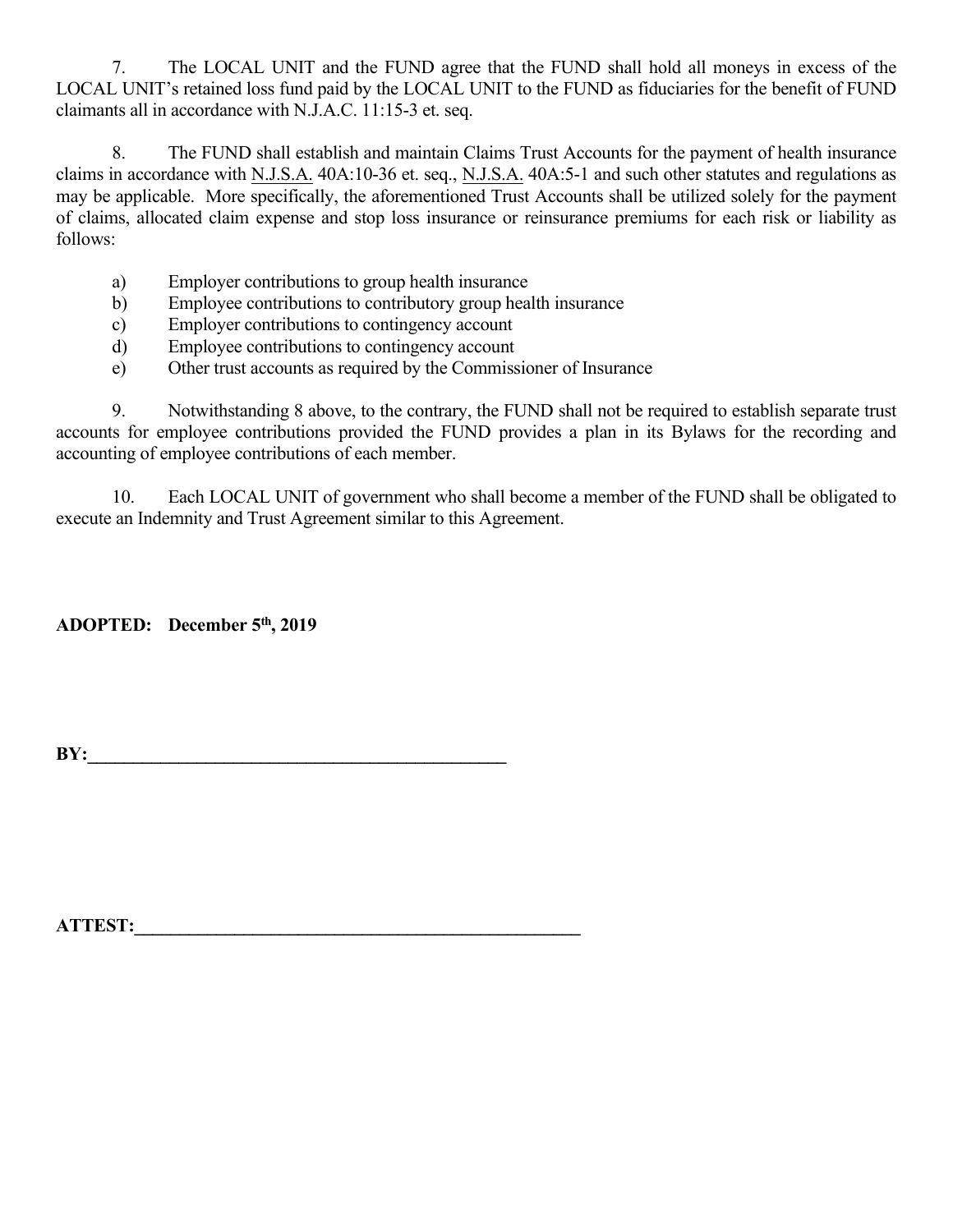7. The LOCAL UNIT and the FUND agree that the FUND shall hold all moneys in excess of the LOCAL UNIT's retained loss fund paid by the LOCAL UNIT to the FUND as fiduciaries for the benefit of FUND claimants all in accordance with N.J.A.C. 11:15-3 et. seq.

8. The FUND shall establish and maintain Claims Trust Accounts for the payment of health insurance claims in accordance with N.J.S.A. 40A:10-36 et. seq., N.J.S.A. 40A:5-1 and such other statutes and regulations as may be applicable. More specifically, the aforementioned Trust Accounts shall be utilized solely for the payment of claims, allocated claim expense and stop loss insurance or reinsurance premiums for each risk or liability as follows:

a) Employer contributions to group health insurance
b) Employee contributions to contributory group health insurance
c) Employer contributions to contingency account
d) Employee contributions to contingency account
e) Other trust accounts as required by the Commissioner of Insurance

9. Notwithstanding 8 above, to the contrary, the FUND shall not be required to establish separate trust accounts for employee contributions provided the FUND provides a plan in its Bylaws for the recording and accounting of employee contributions of each member.

10. Each LOCAL UNIT of government who shall become a member of the FUND shall be obligated to execute an Indemnity and Trust Agreement similar to this Agreement.

**ADOPTED: December 5th, 2019**

**BY:**_______________________________________________

**ATTEST:**__________________________________________________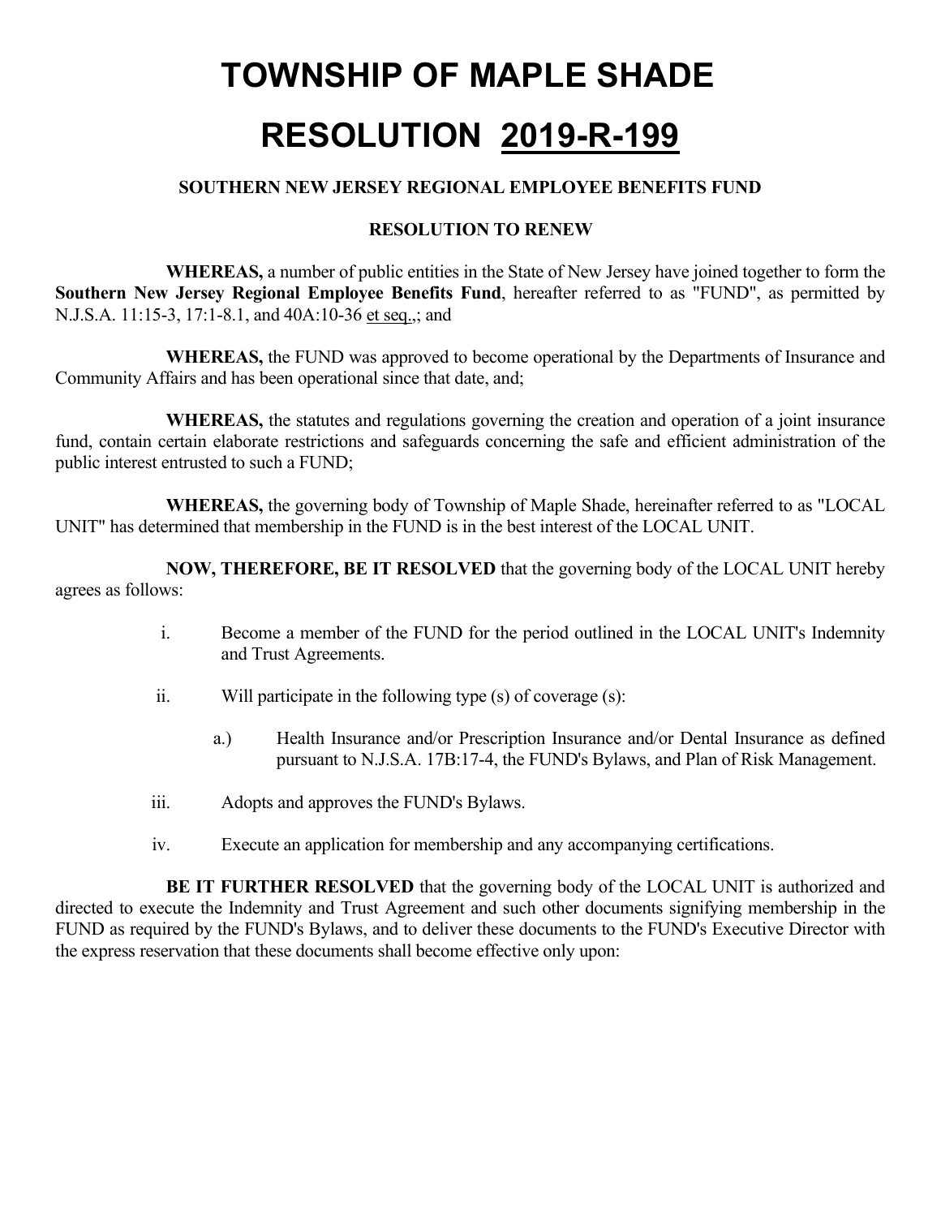# TOWNSHIP OF MAPLE SHADE

# RESOLUTION <u>2019-R-199</u>

**SOUTHERN NEW JERSEY REGIONAL EMPLOYEE BENEFITS FUND**

**RESOLUTION TO RENEW**

**WHEREAS,** a number of public entities in the State of New Jersey have joined together to form the **Southern New Jersey Regional Employee Benefits Fund**, hereafter referred to as "FUND", as permitted by N.J.S.A. 11:15-3, 17:1-8.1, and 40A:10-36 et seq.,; and

**WHEREAS,** the FUND was approved to become operational by the Departments of Insurance and Community Affairs and has been operational since that date, and;

**WHEREAS,** the statutes and regulations governing the creation and operation of a joint insurance fund, contain certain elaborate restrictions and safeguards concerning the safe and efficient administration of the public interest entrusted to such a FUND;

**WHEREAS,** the governing body of Township of Maple Shade, hereinafter referred to as "LOCAL UNIT" has determined that membership in the FUND is in the best interest of the LOCAL UNIT.

**NOW, THEREFORE, BE IT RESOLVED** that the governing body of the LOCAL UNIT hereby agrees as follows:

i. Become a member of the FUND for the period outlined in the LOCAL UNIT's Indemnity and Trust Agreements.

ii. Will participate in the following type (s) of coverage (s):

 a.) Health Insurance and/or Prescription Insurance and/or Dental Insurance as defined pursuant to N.J.S.A. 17B:17-4, the FUND's Bylaws, and Plan of Risk Management.

iii. Adopts and approves the FUND's Bylaws.

iv. Execute an application for membership and any accompanying certifications.

**BE IT FURTHER RESOLVED** that the governing body of the LOCAL UNIT is authorized and directed to execute the Indemnity and Trust Agreement and such other documents signifying membership in the FUND as required by the FUND's Bylaws, and to deliver these documents to the FUND's Executive Director with the express reservation that these documents shall become effective only upon: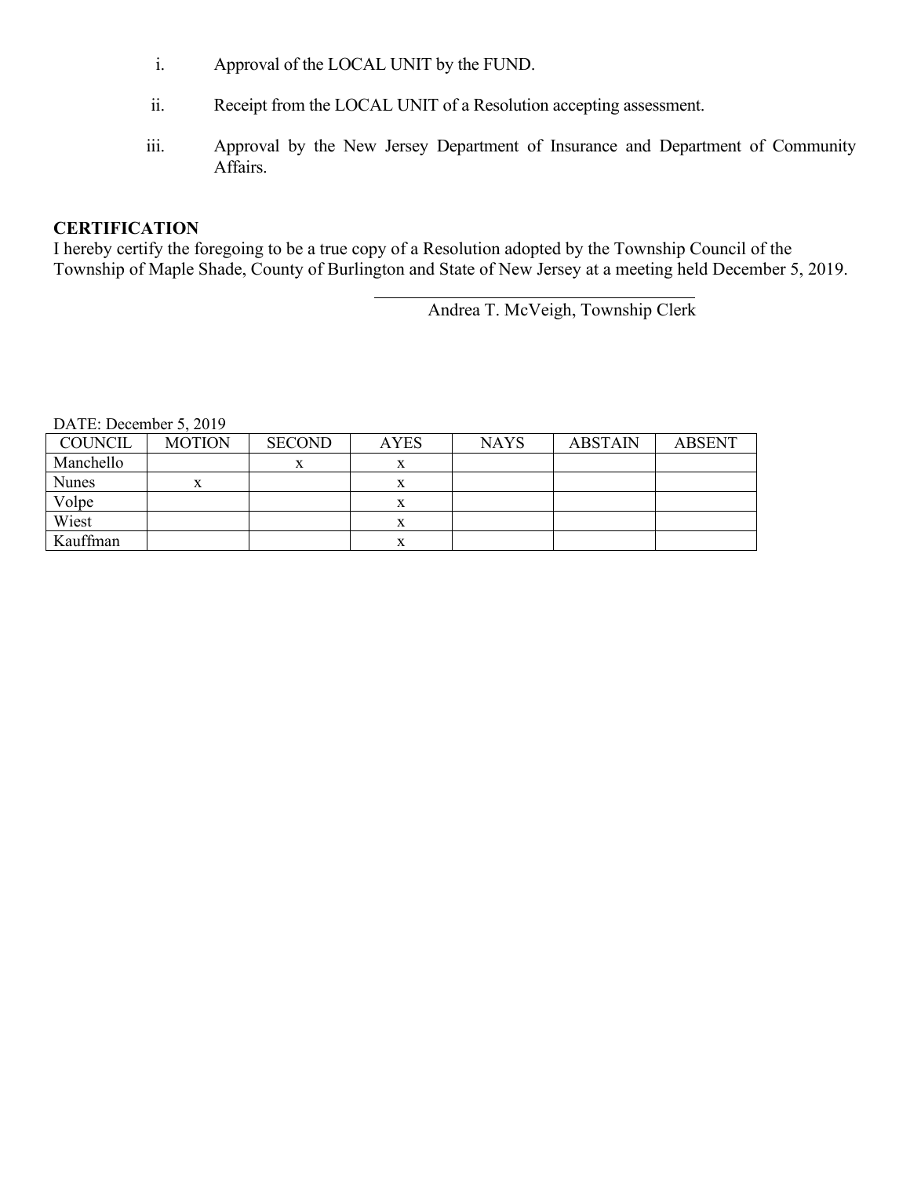i. Approval of the LOCAL UNIT by the FUND.

ii. Receipt from the LOCAL UNIT of a Resolution accepting assessment.

iii. Approval by the New Jersey Department of Insurance and Department of Community Affairs.

**CERTIFICATION**

I hereby certify the foregoing to be a true copy of a Resolution adopted by the Township Council of the Township of Maple Shade, County of Burlington and State of New Jersey at a meeting held December 5, 2019.

\_\_\_\_\_\_\_\_\_\_\_\_\_\_\_\_\_\_\_\_\_\_\_\_\_\_\_\_\_\_\_\_\_\_\_\_\_\_

Andrea T. McVeigh, Township Clerk

DATE: December 5, 2019

| COUNCIL | MOTION | SECOND | AYES | NAYS | ABSTAIN | ABSENT |
|---|---|---|---|---|---|---|
| Manchello | | x | x | | | |
| Nunes | x | | x | | | |
| Volpe | | | x | | | |
| Wiest | | | x | | | |
| Kauffman | | | x | | | |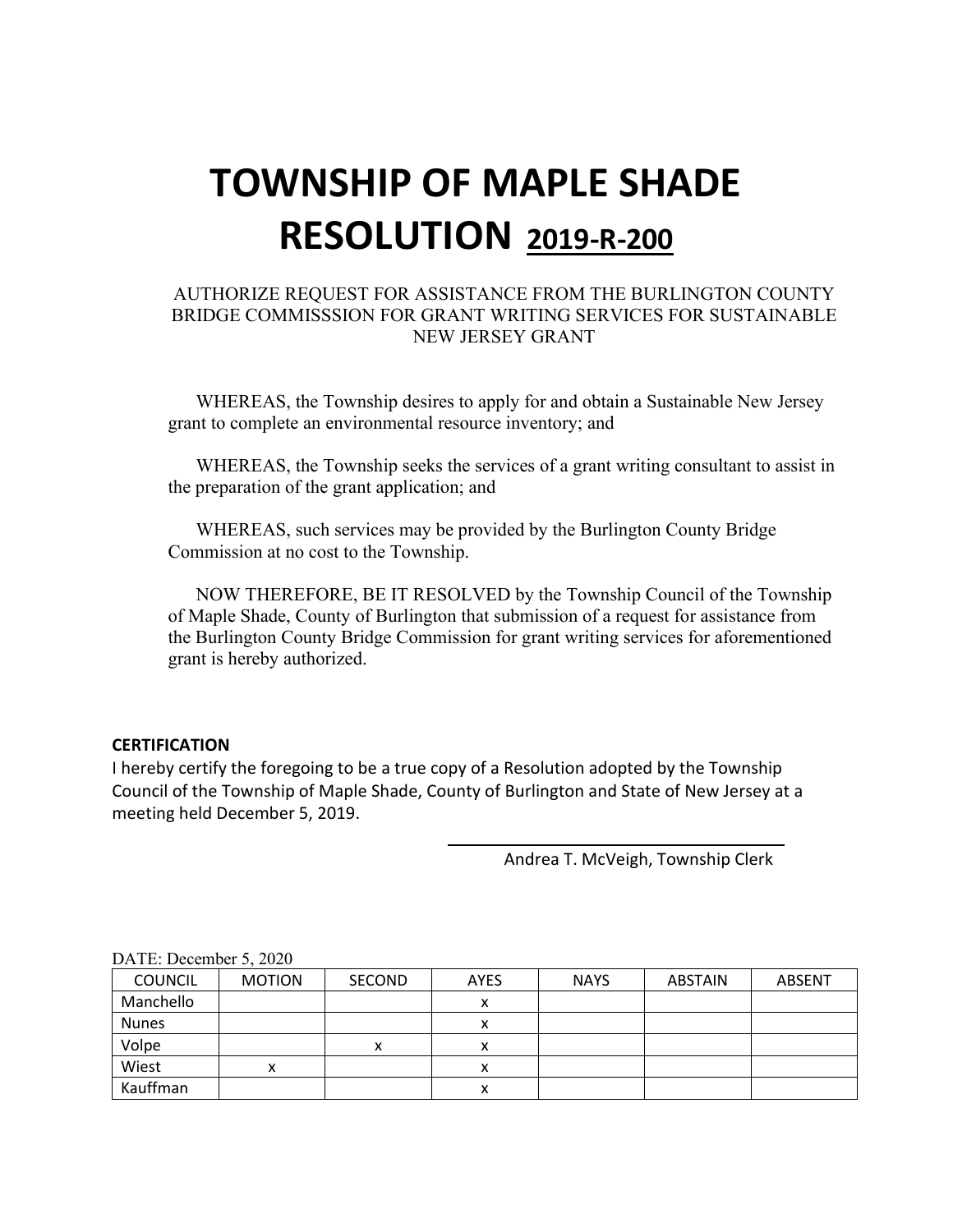# TOWNSHIP OF MAPLE SHADE RESOLUTION 2019-R-200

AUTHORIZE REQUEST FOR ASSISTANCE FROM THE BURLINGTON COUNTY BRIDGE COMMISSSION FOR GRANT WRITING SERVICES FOR SUSTAINABLE NEW JERSEY GRANT

WHEREAS, the Township desires to apply for and obtain a Sustainable New Jersey grant to complete an environmental resource inventory; and

WHEREAS, the Township seeks the services of a grant writing consultant to assist in the preparation of the grant application; and

WHEREAS, such services may be provided by the Burlington County Bridge Commission at no cost to the Township.

NOW THEREFORE, BE IT RESOLVED by the Township Council of the Township of Maple Shade, County of Burlington that submission of a request for assistance from the Burlington County Bridge Commission for grant writing services for aforementioned grant is hereby authorized.

**CERTIFICATION**

I hereby certify the foregoing to be a true copy of a Resolution adopted by the Township Council of the Township of Maple Shade, County of Burlington and State of New Jersey at a meeting held December 5, 2019.

Andrea T. McVeigh, Township Clerk

DATE: December 5, 2020

| COUNCIL | MOTION | SECOND | AYES | NAYS | ABSTAIN | ABSENT |
|---|---|---|---|---|---|---|
| Manchello | | | x | | | |
| Nunes | | | x | | | |
| Volpe | | x | x | | | |
| Wiest | x | | x | | | |
| Kauffman | | | x | | | |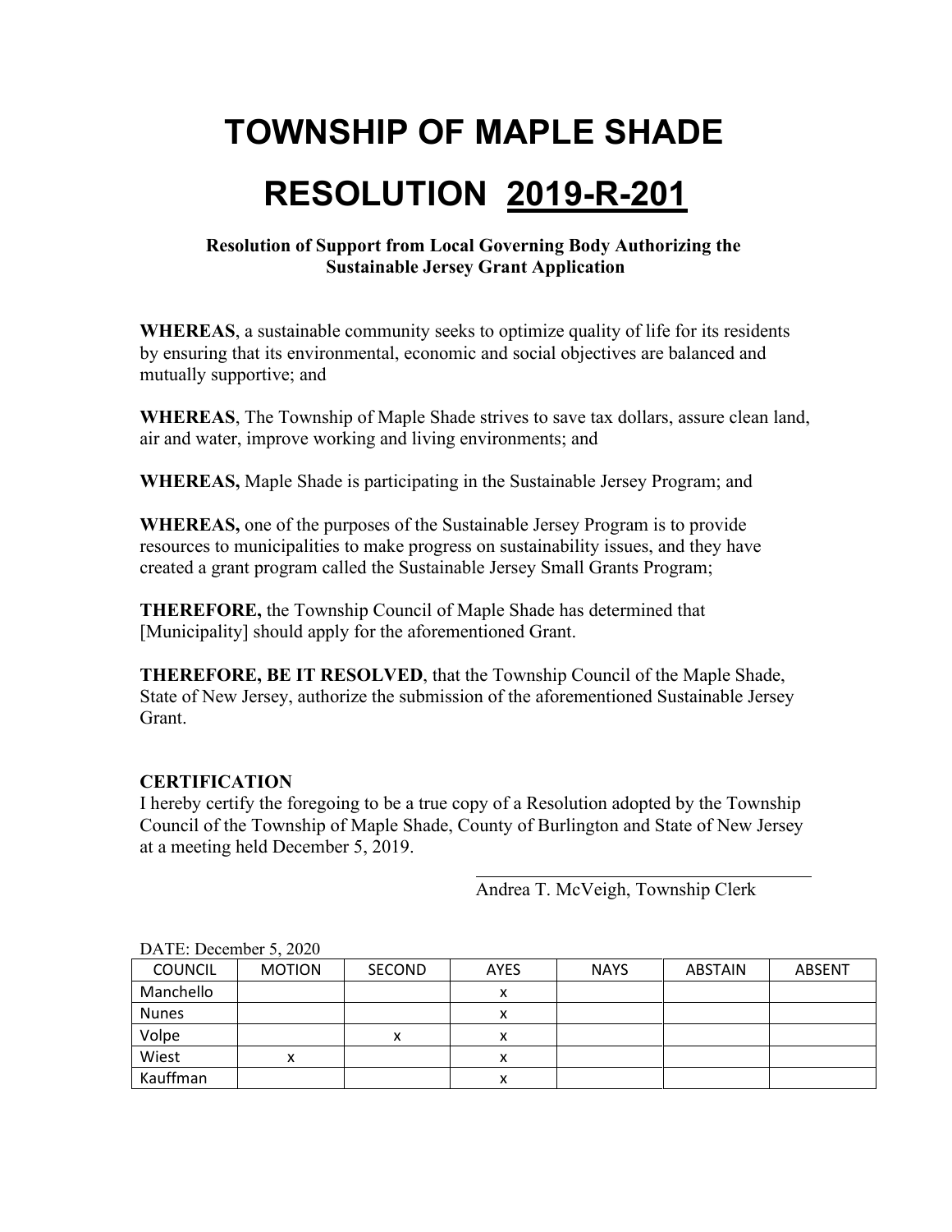# TOWNSHIP OF MAPLE SHADE

# RESOLUTION 2019-R-201

**Resolution of Support from Local Governing Body Authorizing the Sustainable Jersey Grant Application**

**WHEREAS**, a sustainable community seeks to optimize quality of life for its residents by ensuring that its environmental, economic and social objectives are balanced and mutually supportive; and

**WHEREAS**, The Township of Maple Shade strives to save tax dollars, assure clean land, air and water, improve working and living environments; and

**WHEREAS,** Maple Shade is participating in the Sustainable Jersey Program; and

**WHEREAS,** one of the purposes of the Sustainable Jersey Program is to provide resources to municipalities to make progress on sustainability issues, and they have created a grant program called the Sustainable Jersey Small Grants Program;

**THEREFORE,** the Township Council of Maple Shade has determined that [Municipality] should apply for the aforementioned Grant.

**THEREFORE, BE IT RESOLVED**, that the Township Council of the Maple Shade, State of New Jersey, authorize the submission of the aforementioned Sustainable Jersey Grant.

**CERTIFICATION**
I hereby certify the foregoing to be a true copy of a Resolution adopted by the Township Council of the Township of Maple Shade, County of Burlington and State of New Jersey at a meeting held December 5, 2019.

Andrea T. McVeigh, Township Clerk

DATE: December 5, 2020

| COUNCIL | MOTION | SECOND | AYES | NAYS | ABSTAIN | ABSENT |
|---|---|---|---|---|---|---|
| Manchello | | | x | | | |
| Nunes | | | x | | | |
| Volpe | | x | x | | | |
| Wiest | x | | x | | | |
| Kauffman | | | x | | | |